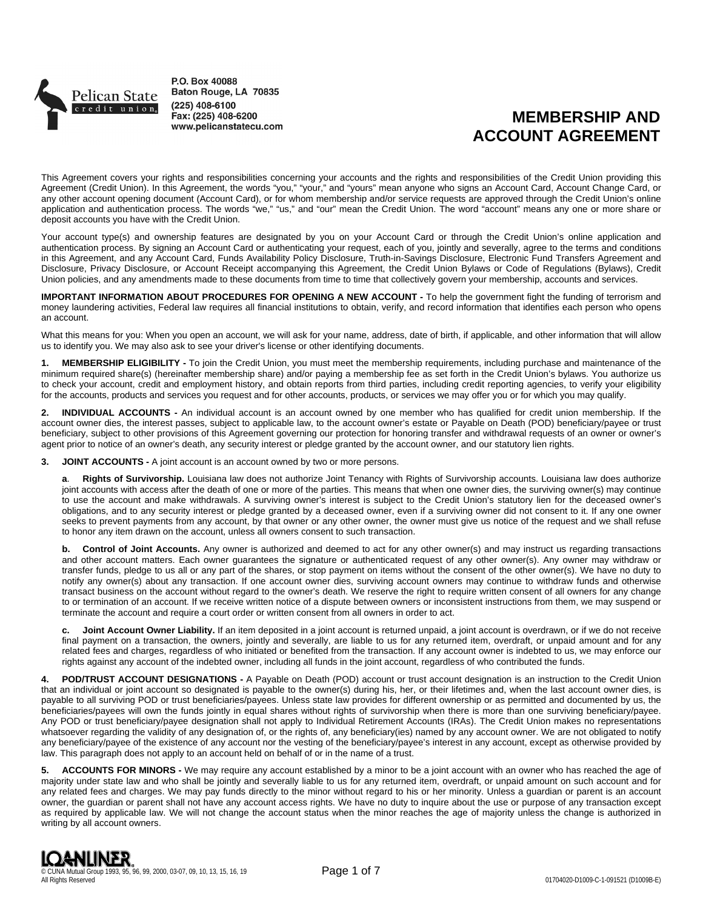Pelican State credit union

P.O. Box 40088
Baton Rouge, LA 70835
(225) 408-6100
Fax: (225) 408-6200
www.pelicanstatecu.com

# MEMBERSHIP AND ACCOUNT AGREEMENT

This Agreement covers your rights and responsibilities concerning your accounts and the rights and responsibilities of the Credit Union providing this Agreement (Credit Union). In this Agreement, the words "you," "your," and "yours" mean anyone who signs an Account Card, Account Change Card, or any other account opening document (Account Card), or for whom membership and/or service requests are approved through the Credit Union's online application and authentication process. The words "we," "us," and "our" mean the Credit Union. The word "account" means any one or more share or deposit accounts you have with the Credit Union.

Your account type(s) and ownership features are designated by you on your Account Card or through the Credit Union's online application and authentication process. By signing an Account Card or authenticating your request, each of you, jointly and severally, agree to the terms and conditions in this Agreement, and any Account Card, Funds Availability Policy Disclosure, Truth-in-Savings Disclosure, Electronic Fund Transfers Agreement and Disclosure, Privacy Disclosure, or Account Receipt accompanying this Agreement, the Credit Union Bylaws or Code of Regulations (Bylaws), Credit Union policies, and any amendments made to these documents from time to time that collectively govern your membership, accounts and services.

**IMPORTANT INFORMATION ABOUT PROCEDURES FOR OPENING A NEW ACCOUNT -** To help the government fight the funding of terrorism and money laundering activities, Federal law requires all financial institutions to obtain, verify, and record information that identifies each person who opens an account.

What this means for you: When you open an account, we will ask for your name, address, date of birth, if applicable, and other information that will allow us to identify you. We may also ask to see your driver's license or other identifying documents.

**1. MEMBERSHIP ELIGIBILITY -** To join the Credit Union, you must meet the membership requirements, including purchase and maintenance of the minimum required share(s) (hereinafter membership share) and/or paying a membership fee as set forth in the Credit Union's bylaws. You authorize us to check your account, credit and employment history, and obtain reports from third parties, including credit reporting agencies, to verify your eligibility for the accounts, products and services you request and for other accounts, products, or services we may offer you or for which you may qualify.

**2. INDIVIDUAL ACCOUNTS -** An individual account is an account owned by one member who has qualified for credit union membership. If the account owner dies, the interest passes, subject to applicable law, to the account owner's estate or Payable on Death (POD) beneficiary/payee or trust beneficiary, subject to other provisions of this Agreement governing our protection for honoring transfer and withdrawal requests of an owner or owner's agent prior to notice of an owner's death, any security interest or pledge granted by the account owner, and our statutory lien rights.

**3. JOINT ACCOUNTS -** A joint account is an account owned by two or more persons.

**a. Rights of Survivorship.** Louisiana law does not authorize Joint Tenancy with Rights of Survivorship accounts. Louisiana law does authorize joint accounts with access after the death of one or more of the parties. This means that when one owner dies, the surviving owner(s) may continue to use the account and make withdrawals. A surviving owner's interest is subject to the Credit Union's statutory lien for the deceased owner's obligations, and to any security interest or pledge granted by a deceased owner, even if a surviving owner did not consent to it. If any one owner seeks to prevent payments from any account, by that owner or any other owner, the owner must give us notice of the request and we shall refuse to honor any item drawn on the account, unless all owners consent to such transaction.

**b. Control of Joint Accounts.** Any owner is authorized and deemed to act for any other owner(s) and may instruct us regarding transactions and other account matters. Each owner guarantees the signature or authenticated request of any other owner(s). Any owner may withdraw or transfer funds, pledge to us all or any part of the shares, or stop payment on items without the consent of the other owner(s). We have no duty to notify any owner(s) about any transaction. If one account owner dies, surviving account owners may continue to withdraw funds and otherwise transact business on the account without regard to the owner's death. We reserve the right to require written consent of all owners for any change to or termination of an account. If we receive written notice of a dispute between owners or inconsistent instructions from them, we may suspend or terminate the account and require a court order or written consent from all owners in order to act.

**c. Joint Account Owner Liability.** If an item deposited in a joint account is returned unpaid, a joint account is overdrawn, or if we do not receive final payment on a transaction, the owners, jointly and severally, are liable to us for any returned item, overdraft, or unpaid amount and for any related fees and charges, regardless of who initiated or benefited from the transaction. If any account owner is indebted to us, we may enforce our rights against any account of the indebted owner, including all funds in the joint account, regardless of who contributed the funds.

**4. POD/TRUST ACCOUNT DESIGNATIONS -** A Payable on Death (POD) account or trust account designation is an instruction to the Credit Union that an individual or joint account so designated is payable to the owner(s) during his, her, or their lifetimes and, when the last account owner dies, is payable to all surviving POD or trust beneficiaries/payees. Unless state law provides for different ownership or as permitted and documented by us, the beneficiaries/payees will own the funds jointly in equal shares without rights of survivorship when there is more than one surviving beneficiary/payee. Any POD or trust beneficiary/payee designation shall not apply to Individual Retirement Accounts (IRAs). The Credit Union makes no representations whatsoever regarding the validity of any designation of, or the rights of, any beneficiary(ies) named by any account owner. We are not obligated to notify any beneficiary/payee of the existence of any account nor the vesting of the beneficiary/payee's interest in any account, except as otherwise provided by law. This paragraph does not apply to an account held on behalf of or in the name of a trust.

**5. ACCOUNTS FOR MINORS -** We may require any account established by a minor to be a joint account with an owner who has reached the age of majority under state law and who shall be jointly and severally liable to us for any returned item, overdraft, or unpaid amount on such account and for any related fees and charges. We may pay funds directly to the minor without regard to his or her minority. Unless a guardian or parent is an account owner, the guardian or parent shall not have any account access rights. We have no duty to inquire about the use or purpose of any transaction except as required by applicable law. We will not change the account status when the minor reaches the age of majority unless the change is authorized in writing by all account owners.

LOANLINER®
© CUNA Mutual Group 1993, 95, 96, 99, 2000, 03-07, 09, 10, 13, 15, 16, 19
All Rights Reserved

01704020-D1009-C-1-091521 (D1009B-E)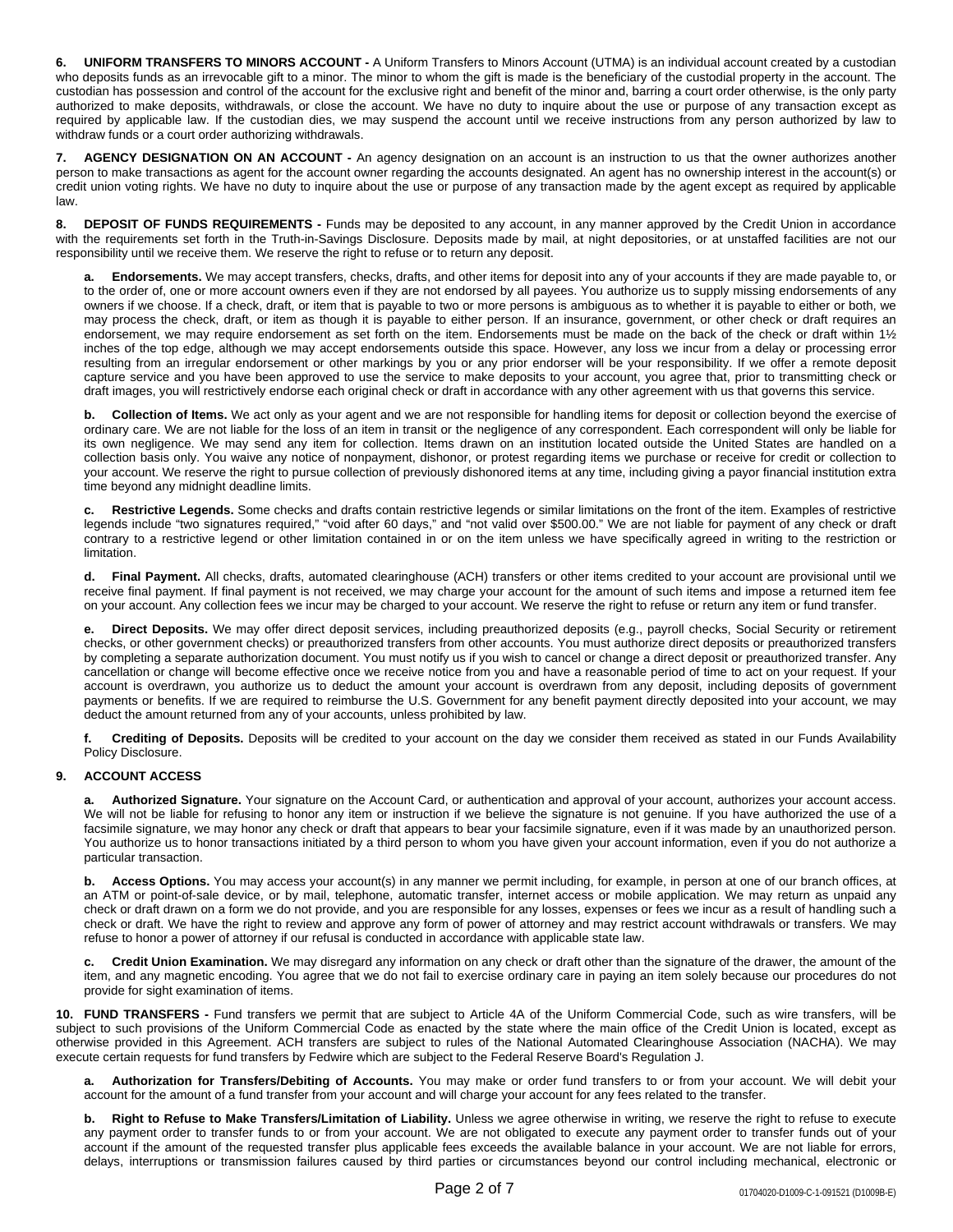**6. UNIFORM TRANSFERS TO MINORS ACCOUNT -** A Uniform Transfers to Minors Account (UTMA) is an individual account created by a custodian who deposits funds as an irrevocable gift to a minor. The minor to whom the gift is made is the beneficiary of the custodial property in the account. The custodian has possession and control of the account for the exclusive right and benefit of the minor and, barring a court order otherwise, is the only party authorized to make deposits, withdrawals, or close the account. We have no duty to inquire about the use or purpose of any transaction except as required by applicable law. If the custodian dies, we may suspend the account until we receive instructions from any person authorized by law to withdraw funds or a court order authorizing withdrawals.

**7. AGENCY DESIGNATION ON AN ACCOUNT -** An agency designation on an account is an instruction to us that the owner authorizes another person to make transactions as agent for the account owner regarding the accounts designated. An agent has no ownership interest in the account(s) or credit union voting rights. We have no duty to inquire about the use or purpose of any transaction made by the agent except as required by applicable law.

**8. DEPOSIT OF FUNDS REQUIREMENTS -** Funds may be deposited to any account, in any manner approved by the Credit Union in accordance with the requirements set forth in the Truth-in-Savings Disclosure. Deposits made by mail, at night depositories, or at unstaffed facilities are not our responsibility until we receive them. We reserve the right to refuse or to return any deposit.

**a. Endorsements.** We may accept transfers, checks, drafts, and other items for deposit into any of your accounts if they are made payable to, or to the order of, one or more account owners even if they are not endorsed by all payees. You authorize us to supply missing endorsements of any owners if we choose. If a check, draft, or item that is payable to two or more persons is ambiguous as to whether it is payable to either or both, we may process the check, draft, or item as though it is payable to either person. If an insurance, government, or other check or draft requires an endorsement, we may require endorsement as set forth on the item. Endorsements must be made on the back of the check or draft within 1½ inches of the top edge, although we may accept endorsements outside this space. However, any loss we incur from a delay or processing error resulting from an irregular endorsement or other markings by you or any prior endorser will be your responsibility. If we offer a remote deposit capture service and you have been approved to use the service to make deposits to your account, you agree that, prior to transmitting check or draft images, you will restrictively endorse each original check or draft in accordance with any other agreement with us that governs this service.

**b. Collection of Items.** We act only as your agent and we are not responsible for handling items for deposit or collection beyond the exercise of ordinary care. We are not liable for the loss of an item in transit or the negligence of any correspondent. Each correspondent will only be liable for its own negligence. We may send any item for collection. Items drawn on an institution located outside the United States are handled on a collection basis only. You waive any notice of nonpayment, dishonor, or protest regarding items we purchase or receive for credit or collection to your account. We reserve the right to pursue collection of previously dishonored items at any time, including giving a payor financial institution extra time beyond any midnight deadline limits.

**c. Restrictive Legends.** Some checks and drafts contain restrictive legends or similar limitations on the front of the item. Examples of restrictive legends include "two signatures required," "void after 60 days," and "not valid over $500.00." We are not liable for payment of any check or draft contrary to a restrictive legend or other limitation contained in or on the item unless we have specifically agreed in writing to the restriction or limitation.

**d. Final Payment.** All checks, drafts, automated clearinghouse (ACH) transfers or other items credited to your account are provisional until we receive final payment. If final payment is not received, we may charge your account for the amount of such items and impose a returned item fee on your account. Any collection fees we incur may be charged to your account. We reserve the right to refuse or return any item or fund transfer.

**e. Direct Deposits.** We may offer direct deposit services, including preauthorized deposits (e.g., payroll checks, Social Security or retirement checks, or other government checks) or preauthorized transfers from other accounts. You must authorize direct deposits or preauthorized transfers by completing a separate authorization document. You must notify us if you wish to cancel or change a direct deposit or preauthorized transfer. Any cancellation or change will become effective once we receive notice from you and have a reasonable period of time to act on your request. If your account is overdrawn, you authorize us to deduct the amount your account is overdrawn from any deposit, including deposits of government payments or benefits. If we are required to reimburse the U.S. Government for any benefit payment directly deposited into your account, we may deduct the amount returned from any of your accounts, unless prohibited by law.

**f. Crediting of Deposits.** Deposits will be credited to your account on the day we consider them received as stated in our Funds Availability Policy Disclosure.

**9. ACCOUNT ACCESS**

**a. Authorized Signature.** Your signature on the Account Card, or authentication and approval of your account, authorizes your account access. We will not be liable for refusing to honor any item or instruction if we believe the signature is not genuine. If you have authorized the use of a facsimile signature, we may honor any check or draft that appears to bear your facsimile signature, even if it was made by an unauthorized person. You authorize us to honor transactions initiated by a third person to whom you have given your account information, even if you do not authorize a particular transaction.

**b. Access Options.** You may access your account(s) in any manner we permit including, for example, in person at one of our branch offices, at an ATM or point-of-sale device, or by mail, telephone, automatic transfer, internet access or mobile application. We may return as unpaid any check or draft drawn on a form we do not provide, and you are responsible for any losses, expenses or fees we incur as a result of handling such a check or draft. We have the right to review and approve any form of power of attorney and may restrict account withdrawals or transfers. We may refuse to honor a power of attorney if our refusal is conducted in accordance with applicable state law.

**c. Credit Union Examination.** We may disregard any information on any check or draft other than the signature of the drawer, the amount of the item, and any magnetic encoding. You agree that we do not fail to exercise ordinary care in paying an item solely because our procedures do not provide for sight examination of items.

**10. FUND TRANSFERS -** Fund transfers we permit that are subject to Article 4A of the Uniform Commercial Code, such as wire transfers, will be subject to such provisions of the Uniform Commercial Code as enacted by the state where the main office of the Credit Union is located, except as otherwise provided in this Agreement. ACH transfers are subject to rules of the National Automated Clearinghouse Association (NACHA). We may execute certain requests for fund transfers by Fedwire which are subject to the Federal Reserve Board's Regulation J.

**a. Authorization for Transfers/Debiting of Accounts.** You may make or order fund transfers to or from your account. We will debit your account for the amount of a fund transfer from your account and will charge your account for any fees related to the transfer.

**b. Right to Refuse to Make Transfers/Limitation of Liability.** Unless we agree otherwise in writing, we reserve the right to refuse to execute any payment order to transfer funds to or from your account. We are not obligated to execute any payment order to transfer funds out of your account if the amount of the requested transfer plus applicable fees exceeds the available balance in your account. We are not liable for errors, delays, interruptions or transmission failures caused by third parties or circumstances beyond our control including mechanical, electronic or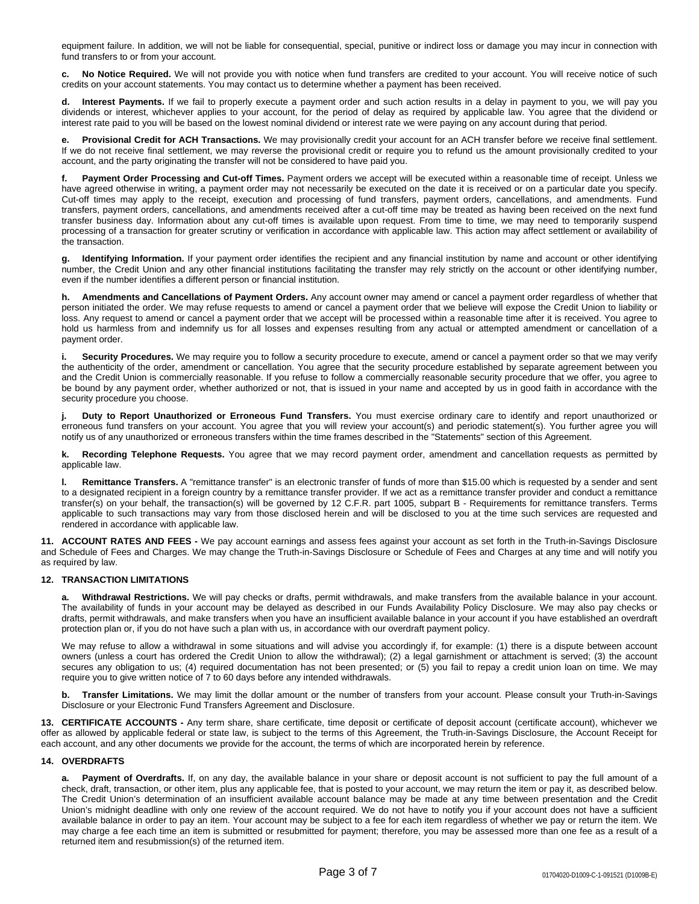equipment failure. In addition, we will not be liable for consequential, special, punitive or indirect loss or damage you may incur in connection with fund transfers to or from your account.

**c. No Notice Required.** We will not provide you with notice when fund transfers are credited to your account. You will receive notice of such credits on your account statements. You may contact us to determine whether a payment has been received.

**d. Interest Payments.** If we fail to properly execute a payment order and such action results in a delay in payment to you, we will pay you dividends or interest, whichever applies to your account, for the period of delay as required by applicable law. You agree that the dividend or interest rate paid to you will be based on the lowest nominal dividend or interest rate we were paying on any account during that period.

**e. Provisional Credit for ACH Transactions.** We may provisionally credit your account for an ACH transfer before we receive final settlement. If we do not receive final settlement, we may reverse the provisional credit or require you to refund us the amount provisionally credited to your account, and the party originating the transfer will not be considered to have paid you.

**f. Payment Order Processing and Cut-off Times.** Payment orders we accept will be executed within a reasonable time of receipt. Unless we have agreed otherwise in writing, a payment order may not necessarily be executed on the date it is received or on a particular date you specify. Cut-off times may apply to the receipt, execution and processing of fund transfers, payment orders, cancellations, and amendments. Fund transfers, payment orders, cancellations, and amendments received after a cut-off time may be treated as having been received on the next fund transfer business day. Information about any cut-off times is available upon request. From time to time, we may need to temporarily suspend processing of a transaction for greater scrutiny or verification in accordance with applicable law. This action may affect settlement or availability of the transaction.

**g. Identifying Information.** If your payment order identifies the recipient and any financial institution by name and account or other identifying number, the Credit Union and any other financial institutions facilitating the transfer may rely strictly on the account or other identifying number, even if the number identifies a different person or financial institution.

**h. Amendments and Cancellations of Payment Orders.** Any account owner may amend or cancel a payment order regardless of whether that person initiated the order. We may refuse requests to amend or cancel a payment order that we believe will expose the Credit Union to liability or loss. Any request to amend or cancel a payment order that we accept will be processed within a reasonable time after it is received. You agree to hold us harmless from and indemnify us for all losses and expenses resulting from any actual or attempted amendment or cancellation of a payment order.

**i. Security Procedures.** We may require you to follow a security procedure to execute, amend or cancel a payment order so that we may verify the authenticity of the order, amendment or cancellation. You agree that the security procedure established by separate agreement between you and the Credit Union is commercially reasonable. If you refuse to follow a commercially reasonable security procedure that we offer, you agree to be bound by any payment order, whether authorized or not, that is issued in your name and accepted by us in good faith in accordance with the security procedure you choose.

**j. Duty to Report Unauthorized or Erroneous Fund Transfers.** You must exercise ordinary care to identify and report unauthorized or erroneous fund transfers on your account. You agree that you will review your account(s) and periodic statement(s). You further agree you will notify us of any unauthorized or erroneous transfers within the time frames described in the "Statements" section of this Agreement.

**k. Recording Telephone Requests.** You agree that we may record payment order, amendment and cancellation requests as permitted by applicable law.

**l. Remittance Transfers.** A "remittance transfer" is an electronic transfer of funds of more than $15.00 which is requested by a sender and sent to a designated recipient in a foreign country by a remittance transfer provider. If we act as a remittance transfer provider and conduct a remittance transfer(s) on your behalf, the transaction(s) will be governed by 12 C.F.R. part 1005, subpart B - Requirements for remittance transfers. Terms applicable to such transactions may vary from those disclosed herein and will be disclosed to you at the time such services are requested and rendered in accordance with applicable law.

**11. ACCOUNT RATES AND FEES -** We pay account earnings and assess fees against your account as set forth in the Truth-in-Savings Disclosure and Schedule of Fees and Charges. We may change the Truth-in-Savings Disclosure or Schedule of Fees and Charges at any time and will notify you as required by law.

**12. TRANSACTION LIMITATIONS**

**a. Withdrawal Restrictions.** We will pay checks or drafts, permit withdrawals, and make transfers from the available balance in your account. The availability of funds in your account may be delayed as described in our Funds Availability Policy Disclosure. We may also pay checks or drafts, permit withdrawals, and make transfers when you have an insufficient available balance in your account if you have established an overdraft protection plan or, if you do not have such a plan with us, in accordance with our overdraft payment policy.

We may refuse to allow a withdrawal in some situations and will advise you accordingly if, for example: (1) there is a dispute between account owners (unless a court has ordered the Credit Union to allow the withdrawal); (2) a legal garnishment or attachment is served; (3) the account secures any obligation to us; (4) required documentation has not been presented; or (5) you fail to repay a credit union loan on time. We may require you to give written notice of 7 to 60 days before any intended withdrawals.

**b. Transfer Limitations.** We may limit the dollar amount or the number of transfers from your account. Please consult your Truth-in-Savings Disclosure or your Electronic Fund Transfers Agreement and Disclosure.

**13. CERTIFICATE ACCOUNTS -** Any term share, share certificate, time deposit or certificate of deposit account (certificate account), whichever we offer as allowed by applicable federal or state law, is subject to the terms of this Agreement, the Truth-in-Savings Disclosure, the Account Receipt for each account, and any other documents we provide for the account, the terms of which are incorporated herein by reference.

**14. OVERDRAFTS**

**a. Payment of Overdrafts.** If, on any day, the available balance in your share or deposit account is not sufficient to pay the full amount of a check, draft, transaction, or other item, plus any applicable fee, that is posted to your account, we may return the item or pay it, as described below. The Credit Union's determination of an insufficient available account balance may be made at any time between presentation and the Credit Union's midnight deadline with only one review of the account required. We do not have to notify you if your account does not have a sufficient available balance in order to pay an item. Your account may be subject to a fee for each item regardless of whether we pay or return the item. We may charge a fee each time an item is submitted or resubmitted for payment; therefore, you may be assessed more than one fee as a result of a returned item and resubmission(s) of the returned item.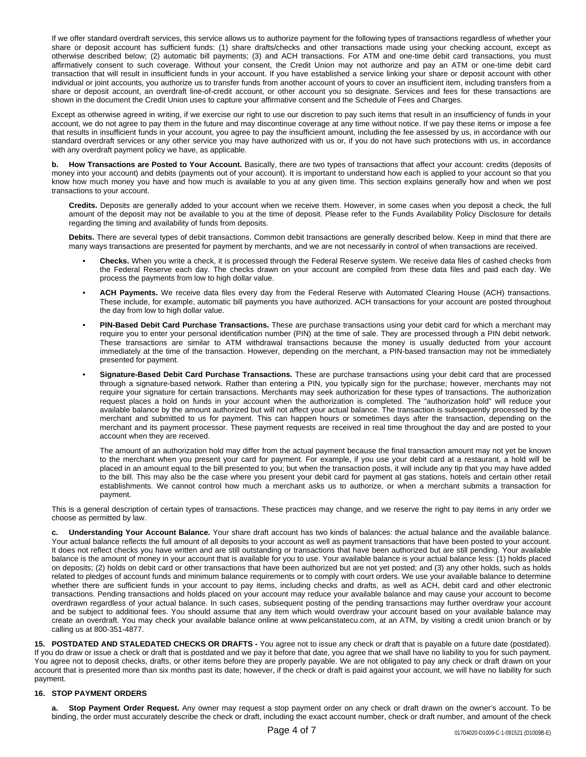If we offer standard overdraft services, this service allows us to authorize payment for the following types of transactions regardless of whether your share or deposit account has sufficient funds: (1) share drafts/checks and other transactions made using your checking account, except as otherwise described below; (2) automatic bill payments; (3) and ACH transactions. For ATM and one-time debit card transactions, you must affirmatively consent to such coverage. Without your consent, the Credit Union may not authorize and pay an ATM or one-time debit card transaction that will result in insufficient funds in your account. If you have established a service linking your share or deposit account with other individual or joint accounts, you authorize us to transfer funds from another account of yours to cover an insufficient item, including transfers from a share or deposit account, an overdraft line-of-credit account, or other account you so designate. Services and fees for these transactions are shown in the document the Credit Union uses to capture your affirmative consent and the Schedule of Fees and Charges.

Except as otherwise agreed in writing, if we exercise our right to use our discretion to pay such items that result in an insufficiency of funds in your account, we do not agree to pay them in the future and may discontinue coverage at any time without notice. If we pay these items or impose a fee that results in insufficient funds in your account, you agree to pay the insufficient amount, including the fee assessed by us, in accordance with our standard overdraft services or any other service you may have authorized with us or, if you do not have such protections with us, in accordance with any overdraft payment policy we have, as applicable.

**b. How Transactions are Posted to Your Account.** Basically, there are two types of transactions that affect your account: credits (deposits of money into your account) and debits (payments out of your account). It is important to understand how each is applied to your account so that you know how much money you have and how much is available to you at any given time. This section explains generally how and when we post transactions to your account.

**Credits.** Deposits are generally added to your account when we receive them. However, in some cases when you deposit a check, the full amount of the deposit may not be available to you at the time of deposit. Please refer to the Funds Availability Policy Disclosure for details regarding the timing and availability of funds from deposits.

**Debits.** There are several types of debit transactions. Common debit transactions are generally described below. Keep in mind that there are many ways transactions are presented for payment by merchants, and we are not necessarily in control of when transactions are received.

- **Checks.** When you write a check, it is processed through the Federal Reserve system. We receive data files of cashed checks from the Federal Reserve each day. The checks drawn on your account are compiled from these data files and paid each day. We process the payments from low to high dollar value.
- **ACH Payments.** We receive data files every day from the Federal Reserve with Automated Clearing House (ACH) transactions. These include, for example, automatic bill payments you have authorized. ACH transactions for your account are posted throughout the day from low to high dollar value.
- **PIN-Based Debit Card Purchase Transactions.** These are purchase transactions using your debit card for which a merchant may require you to enter your personal identification number (PIN) at the time of sale. They are processed through a PIN debit network. These transactions are similar to ATM withdrawal transactions because the money is usually deducted from your account immediately at the time of the transaction. However, depending on the merchant, a PIN-based transaction may not be immediately presented for payment.
- **Signature-Based Debit Card Purchase Transactions.** These are purchase transactions using your debit card that are processed through a signature-based network. Rather than entering a PIN, you typically sign for the purchase; however, merchants may not require your signature for certain transactions. Merchants may seek authorization for these types of transactions. The authorization request places a hold on funds in your account when the authorization is completed. The "authorization hold" will reduce your available balance by the amount authorized but will not affect your actual balance. The transaction is subsequently processed by the merchant and submitted to us for payment. This can happen hours or sometimes days after the transaction, depending on the merchant and its payment processor. These payment requests are received in real time throughout the day and are posted to your account when they are received.

  The amount of an authorization hold may differ from the actual payment because the final transaction amount may not yet be known to the merchant when you present your card for payment. For example, if you use your debit card at a restaurant, a hold will be placed in an amount equal to the bill presented to you; but when the transaction posts, it will include any tip that you may have added to the bill. This may also be the case where you present your debit card for payment at gas stations, hotels and certain other retail establishments. We cannot control how much a merchant asks us to authorize, or when a merchant submits a transaction for payment.

This is a general description of certain types of transactions. These practices may change, and we reserve the right to pay items in any order we choose as permitted by law.

**c. Understanding Your Account Balance.** Your share draft account has two kinds of balances: the actual balance and the available balance. Your actual balance reflects the full amount of all deposits to your account as well as payment transactions that have been posted to your account. It does not reflect checks you have written and are still outstanding or transactions that have been authorized but are still pending. Your available balance is the amount of money in your account that is available for you to use. Your available balance is your actual balance less: (1) holds placed on deposits; (2) holds on debit card or other transactions that have been authorized but are not yet posted; and (3) any other holds, such as holds related to pledges of account funds and minimum balance requirements or to comply with court orders. We use your available balance to determine whether there are sufficient funds in your account to pay items, including checks and drafts, as well as ACH, debit card and other electronic transactions. Pending transactions and holds placed on your account may reduce your available balance and may cause your account to become overdrawn regardless of your actual balance. In such cases, subsequent posting of the pending transactions may further overdraw your account and be subject to additional fees. You should assume that any item which would overdraw your account based on your available balance may create an overdraft. You may check your available balance online at www.pelicanstatecu.com, at an ATM, by visiting a credit union branch or by calling us at 800-351-4877.

**15. POSTDATED AND STALEDATED CHECKS OR DRAFTS -** You agree not to issue any check or draft that is payable on a future date (postdated). If you do draw or issue a check or draft that is postdated and we pay it before that date, you agree that we shall have no liability to you for such payment. You agree not to deposit checks, drafts, or other items before they are properly payable. We are not obligated to pay any check or draft drawn on your account that is presented more than six months past its date; however, if the check or draft is paid against your account, we will have no liability for such payment.

**16. STOP PAYMENT ORDERS**

**a. Stop Payment Order Request.** Any owner may request a stop payment order on any check or draft drawn on the owner's account. To be binding, the order must accurately describe the check or draft, including the exact account number, check or draft number, and amount of the check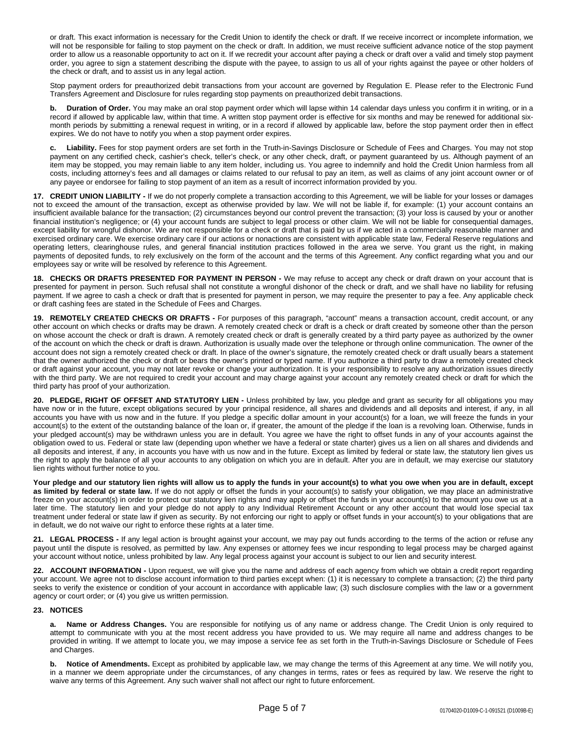or draft. This exact information is necessary for the Credit Union to identify the check or draft. If we receive incorrect or incomplete information, we will not be responsible for failing to stop payment on the check or draft. In addition, we must receive sufficient advance notice of the stop payment order to allow us a reasonable opportunity to act on it. If we recredit your account after paying a check or draft over a valid and timely stop payment order, you agree to sign a statement describing the dispute with the payee, to assign to us all of your rights against the payee or other holders of the check or draft, and to assist us in any legal action.

Stop payment orders for preauthorized debit transactions from your account are governed by Regulation E. Please refer to the Electronic Fund Transfers Agreement and Disclosure for rules regarding stop payments on preauthorized debit transactions.

**b. Duration of Order.** You may make an oral stop payment order which will lapse within 14 calendar days unless you confirm it in writing, or in a record if allowed by applicable law, within that time. A written stop payment order is effective for six months and may be renewed for additional six-month periods by submitting a renewal request in writing, or in a record if allowed by applicable law, before the stop payment order then in effect expires. We do not have to notify you when a stop payment order expires.

**c. Liability.** Fees for stop payment orders are set forth in the Truth-in-Savings Disclosure or Schedule of Fees and Charges. You may not stop payment on any certified check, cashier's check, teller's check, or any other check, draft, or payment guaranteed by us. Although payment of an item may be stopped, you may remain liable to any item holder, including us. You agree to indemnify and hold the Credit Union harmless from all costs, including attorney's fees and all damages or claims related to our refusal to pay an item, as well as claims of any joint account owner or of any payee or endorsee for failing to stop payment of an item as a result of incorrect information provided by you.

**17. CREDIT UNION LIABILITY -** If we do not properly complete a transaction according to this Agreement, we will be liable for your losses or damages not to exceed the amount of the transaction, except as otherwise provided by law. We will not be liable if, for example: (1) your account contains an insufficient available balance for the transaction; (2) circumstances beyond our control prevent the transaction; (3) your loss is caused by your or another financial institution's negligence; or (4) your account funds are subject to legal process or other claim. We will not be liable for consequential damages, except liability for wrongful dishonor. We are not responsible for a check or draft that is paid by us if we acted in a commercially reasonable manner and exercised ordinary care. We exercise ordinary care if our actions or nonactions are consistent with applicable state law, Federal Reserve regulations and operating letters, clearinghouse rules, and general financial institution practices followed in the area we serve. You grant us the right, in making payments of deposited funds, to rely exclusively on the form of the account and the terms of this Agreement. Any conflict regarding what you and our employees say or write will be resolved by reference to this Agreement.

**18. CHECKS OR DRAFTS PRESENTED FOR PAYMENT IN PERSON -** We may refuse to accept any check or draft drawn on your account that is presented for payment in person. Such refusal shall not constitute a wrongful dishonor of the check or draft, and we shall have no liability for refusing payment. If we agree to cash a check or draft that is presented for payment in person, we may require the presenter to pay a fee. Any applicable check or draft cashing fees are stated in the Schedule of Fees and Charges.

**19. REMOTELY CREATED CHECKS OR DRAFTS -** For purposes of this paragraph, "account" means a transaction account, credit account, or any other account on which checks or drafts may be drawn. A remotely created check or draft is a check or draft created by someone other than the person on whose account the check or draft is drawn. A remotely created check or draft is generally created by a third party payee as authorized by the owner of the account on which the check or draft is drawn. Authorization is usually made over the telephone or through online communication. The owner of the account does not sign a remotely created check or draft. In place of the owner's signature, the remotely created check or draft usually bears a statement that the owner authorized the check or draft or bears the owner's printed or typed name. If you authorize a third party to draw a remotely created check or draft against your account, you may not later revoke or change your authorization. It is your responsibility to resolve any authorization issues directly with the third party. We are not required to credit your account and may charge against your account any remotely created check or draft for which the third party has proof of your authorization.

**20. PLEDGE, RIGHT OF OFFSET AND STATUTORY LIEN -** Unless prohibited by law, you pledge and grant as security for all obligations you may have now or in the future, except obligations secured by your principal residence, all shares and dividends and all deposits and interest, if any, in all accounts you have with us now and in the future. If you pledge a specific dollar amount in your account(s) for a loan, we will freeze the funds in your account(s) to the extent of the outstanding balance of the loan or, if greater, the amount of the pledge if the loan is a revolving loan. Otherwise, funds in your pledged account(s) may be withdrawn unless you are in default. You agree we have the right to offset funds in any of your accounts against the obligation owed to us. Federal or state law (depending upon whether we have a federal or state charter) gives us a lien on all shares and dividends and all deposits and interest, if any, in accounts you have with us now and in the future. Except as limited by federal or state law, the statutory lien gives us the right to apply the balance of all your accounts to any obligation on which you are in default. After you are in default, we may exercise our statutory lien rights without further notice to you.

**Your pledge and our statutory lien rights will allow us to apply the funds in your account(s) to what you owe when you are in default, except as limited by federal or state law.** If we do not apply or offset the funds in your account(s) to satisfy your obligation, we may place an administrative freeze on your account(s) in order to protect our statutory lien rights and may apply or offset the funds in your account(s) to the amount you owe us at a later time. The statutory lien and your pledge do not apply to any Individual Retirement Account or any other account that would lose special tax treatment under federal or state law if given as security. By not enforcing our right to apply or offset funds in your account(s) to your obligations that are in default, we do not waive our right to enforce these rights at a later time.

**21. LEGAL PROCESS -** If any legal action is brought against your account, we may pay out funds according to the terms of the action or refuse any payout until the dispute is resolved, as permitted by law. Any expenses or attorney fees we incur responding to legal process may be charged against your account without notice, unless prohibited by law. Any legal process against your account is subject to our lien and security interest.

**22. ACCOUNT INFORMATION -** Upon request, we will give you the name and address of each agency from which we obtain a credit report regarding your account. We agree not to disclose account information to third parties except when: (1) it is necessary to complete a transaction; (2) the third party seeks to verify the existence or condition of your account in accordance with applicable law; (3) such disclosure complies with the law or a government agency or court order; or (4) you give us written permission.

**23. NOTICES**

**a. Name or Address Changes.** You are responsible for notifying us of any name or address change. The Credit Union is only required to attempt to communicate with you at the most recent address you have provided to us. We may require all name and address changes to be provided in writing. If we attempt to locate you, we may impose a service fee as set forth in the Truth-in-Savings Disclosure or Schedule of Fees and Charges.

**b. Notice of Amendments.** Except as prohibited by applicable law, we may change the terms of this Agreement at any time. We will notify you, in a manner we deem appropriate under the circumstances, of any changes in terms, rates or fees as required by law. We reserve the right to waive any terms of this Agreement. Any such waiver shall not affect our right to future enforcement.

01704020-D1009-C-1-091521 (D1009B-E)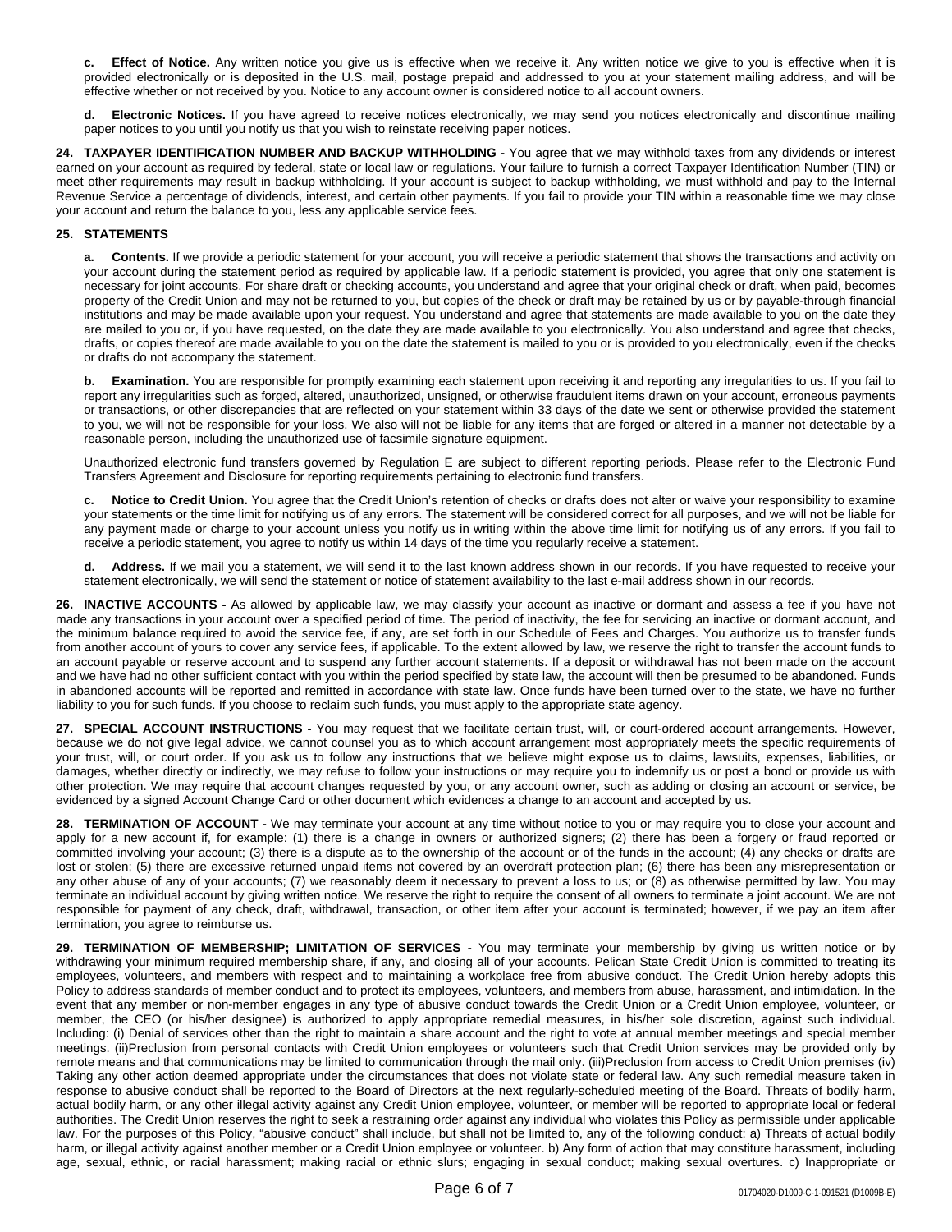**c. Effect of Notice.** Any written notice you give us is effective when we receive it. Any written notice we give to you is effective when it is provided electronically or is deposited in the U.S. mail, postage prepaid and addressed to you at your statement mailing address, and will be effective whether or not received by you. Notice to any account owner is considered notice to all account owners.

**d. Electronic Notices.** If you have agreed to receive notices electronically, we may send you notices electronically and discontinue mailing paper notices to you until you notify us that you wish to reinstate receiving paper notices.

**24. TAXPAYER IDENTIFICATION NUMBER AND BACKUP WITHHOLDING -** You agree that we may withhold taxes from any dividends or interest earned on your account as required by federal, state or local law or regulations. Your failure to furnish a correct Taxpayer Identification Number (TIN) or meet other requirements may result in backup withholding. If your account is subject to backup withholding, we must withhold and pay to the Internal Revenue Service a percentage of dividends, interest, and certain other payments. If you fail to provide your TIN within a reasonable time we may close your account and return the balance to you, less any applicable service fees.

**25. STATEMENTS**

**a. Contents.** If we provide a periodic statement for your account, you will receive a periodic statement that shows the transactions and activity on your account during the statement period as required by applicable law. If a periodic statement is provided, you agree that only one statement is necessary for joint accounts. For share draft or checking accounts, you understand and agree that your original check or draft, when paid, becomes property of the Credit Union and may not be returned to you, but copies of the check or draft may be retained by us or by payable-through financial institutions and may be made available upon your request. You understand and agree that statements are made available to you on the date they are mailed to you or, if you have requested, on the date they are made available to you electronically. You also understand and agree that checks, drafts, or copies thereof are made available to you on the date the statement is mailed to you or is provided to you electronically, even if the checks or drafts do not accompany the statement.

**b. Examination.** You are responsible for promptly examining each statement upon receiving it and reporting any irregularities to us. If you fail to report any irregularities such as forged, altered, unauthorized, unsigned, or otherwise fraudulent items drawn on your account, erroneous payments or transactions, or other discrepancies that are reflected on your statement within 33 days of the date we sent or otherwise provided the statement to you, we will not be responsible for your loss. We also will not be liable for any items that are forged or altered in a manner not detectable by a reasonable person, including the unauthorized use of facsimile signature equipment.

Unauthorized electronic fund transfers governed by Regulation E are subject to different reporting periods. Please refer to the Electronic Fund Transfers Agreement and Disclosure for reporting requirements pertaining to electronic fund transfers.

**c. Notice to Credit Union.** You agree that the Credit Union's retention of checks or drafts does not alter or waive your responsibility to examine your statements or the time limit for notifying us of any errors. The statement will be considered correct for all purposes, and we will not be liable for any payment made or charge to your account unless you notify us in writing within the above time limit for notifying us of any errors. If you fail to receive a periodic statement, you agree to notify us within 14 days of the time you regularly receive a statement.

**d. Address.** If we mail you a statement, we will send it to the last known address shown in our records. If you have requested to receive your statement electronically, we will send the statement or notice of statement availability to the last e-mail address shown in our records.

**26. INACTIVE ACCOUNTS -** As allowed by applicable law, we may classify your account as inactive or dormant and assess a fee if you have not made any transactions in your account over a specified period of time. The period of inactivity, the fee for servicing an inactive or dormant account, and the minimum balance required to avoid the service fee, if any, are set forth in our Schedule of Fees and Charges. You authorize us to transfer funds from another account of yours to cover any service fees, if applicable. To the extent allowed by law, we reserve the right to transfer the account funds to an account payable or reserve account and to suspend any further account statements. If a deposit or withdrawal has not been made on the account and we have had no other sufficient contact with you within the period specified by state law, the account will then be presumed to be abandoned. Funds in abandoned accounts will be reported and remitted in accordance with state law. Once funds have been turned over to the state, we have no further liability to you for such funds. If you choose to reclaim such funds, you must apply to the appropriate state agency.

**27. SPECIAL ACCOUNT INSTRUCTIONS -** You may request that we facilitate certain trust, will, or court-ordered account arrangements. However, because we do not give legal advice, we cannot counsel you as to which account arrangement most appropriately meets the specific requirements of your trust, will, or court order. If you ask us to follow any instructions that we believe might expose us to claims, lawsuits, expenses, liabilities, or damages, whether directly or indirectly, we may refuse to follow your instructions or may require you to indemnify us or post a bond or provide us with other protection. We may require that account changes requested by you, or any account owner, such as adding or closing an account or service, be evidenced by a signed Account Change Card or other document which evidences a change to an account and accepted by us.

**28. TERMINATION OF ACCOUNT -** We may terminate your account at any time without notice to you or may require you to close your account and apply for a new account if, for example: (1) there is a change in owners or authorized signers; (2) there has been a forgery or fraud reported or committed involving your account; (3) there is a dispute as to the ownership of the account or of the funds in the account; (4) any checks or drafts are lost or stolen; (5) there are excessive returned unpaid items not covered by an overdraft protection plan; (6) there has been any misrepresentation or any other abuse of any of your accounts; (7) we reasonably deem it necessary to prevent a loss to us; or (8) as otherwise permitted by law. You may terminate an individual account by giving written notice. We reserve the right to require the consent of all owners to terminate a joint account. We are not responsible for payment of any check, draft, withdrawal, transaction, or other item after your account is terminated; however, if we pay an item after termination, you agree to reimburse us.

**29. TERMINATION OF MEMBERSHIP; LIMITATION OF SERVICES -** You may terminate your membership by giving us written notice or by withdrawing your minimum required membership share, if any, and closing all of your accounts. Pelican State Credit Union is committed to treating its employees, volunteers, and members with respect and to maintaining a workplace free from abusive conduct. The Credit Union hereby adopts this Policy to address standards of member conduct and to protect its employees, volunteers, and members from abuse, harassment, and intimidation. In the event that any member or non-member engages in any type of abusive conduct towards the Credit Union or a Credit Union employee, volunteer, or member, the CEO (or his/her designee) is authorized to apply appropriate remedial measures, in his/her sole discretion, against such individual. Including: (i) Denial of services other than the right to maintain a share account and the right to vote at annual member meetings and special member meetings. (ii)Preclusion from personal contacts with Credit Union employees or volunteers such that Credit Union services may be provided only by remote means and that communications may be limited to communication through the mail only. (iii)Preclusion from access to Credit Union premises (iv) Taking any other action deemed appropriate under the circumstances that does not violate state or federal law. Any such remedial measure taken in response to abusive conduct shall be reported to the Board of Directors at the next regularly-scheduled meeting of the Board. Threats of bodily harm, actual bodily harm, or any other illegal activity against any Credit Union employee, volunteer, or member will be reported to appropriate local or federal authorities. The Credit Union reserves the right to seek a restraining order against any individual who violates this Policy as permissible under applicable law. For the purposes of this Policy, "abusive conduct" shall include, but shall not be limited to, any of the following conduct: a) Threats of actual bodily harm, or illegal activity against another member or a Credit Union employee or volunteer. b) Any form of action that may constitute harassment, including age, sexual, ethnic, or racial harassment; making racial or ethnic slurs; engaging in sexual conduct; making sexual overtures. c) Inappropriate or

01704020-D1009-C-1-091521 (D1009B-E)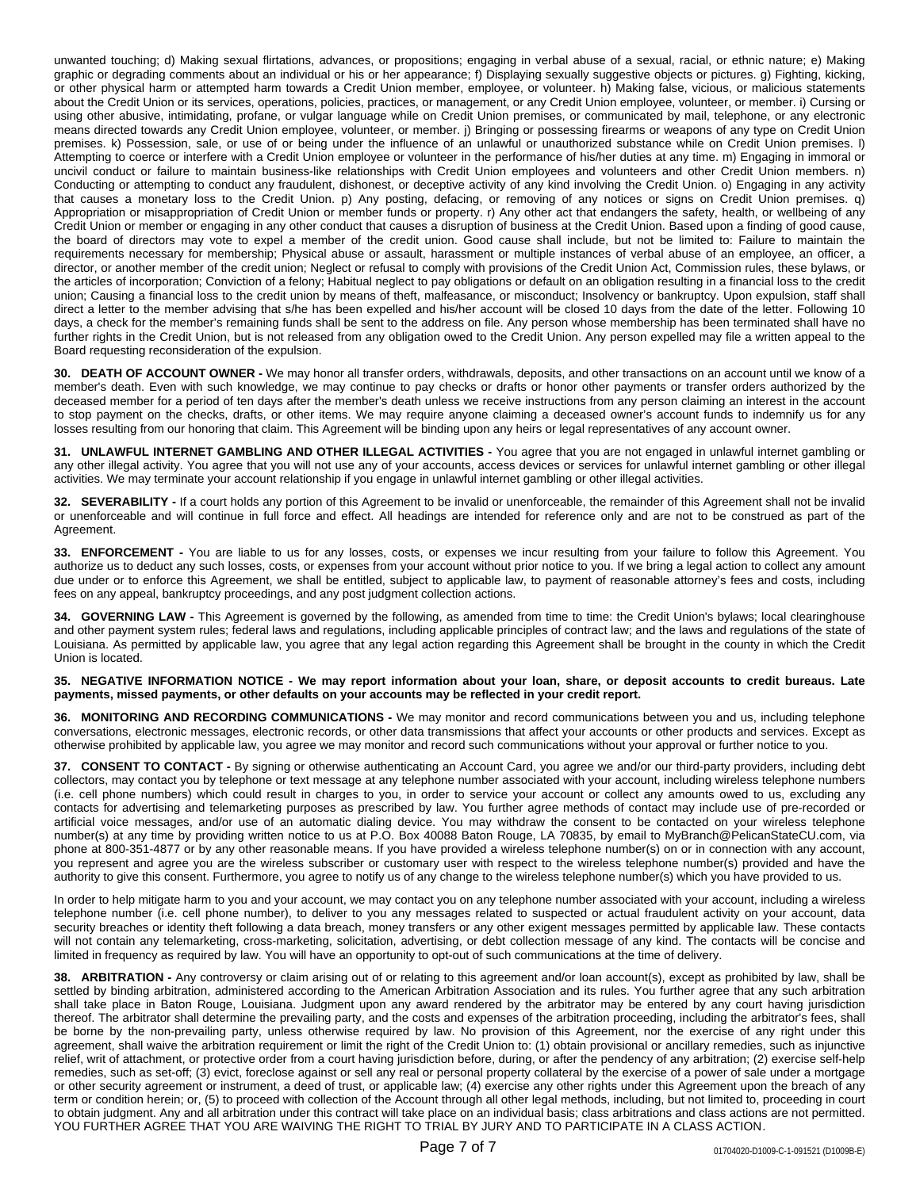unwanted touching; d) Making sexual flirtations, advances, or propositions; engaging in verbal abuse of a sexual, racial, or ethnic nature; e) Making graphic or degrading comments about an individual or his or her appearance; f) Displaying sexually suggestive objects or pictures. g) Fighting, kicking, or other physical harm or attempted harm towards a Credit Union member, employee, or volunteer. h) Making false, vicious, or malicious statements about the Credit Union or its services, operations, policies, practices, or management, or any Credit Union employee, volunteer, or member. i) Cursing or using other abusive, intimidating, profane, or vulgar language while on Credit Union premises, or communicated by mail, telephone, or any electronic means directed towards any Credit Union employee, volunteer, or member. j) Bringing or possessing firearms or weapons of any type on Credit Union premises. k) Possession, sale, or use of or being under the influence of an unlawful or unauthorized substance while on Credit Union premises. l) Attempting to coerce or interfere with a Credit Union employee or volunteer in the performance of his/her duties at any time. m) Engaging in immoral or uncivil conduct or failure to maintain business-like relationships with Credit Union employees and volunteers and other Credit Union members. n) Conducting or attempting to conduct any fraudulent, dishonest, or deceptive activity of any kind involving the Credit Union. o) Engaging in any activity that causes a monetary loss to the Credit Union. p) Any posting, defacing, or removing of any notices or signs on Credit Union premises. q) Appropriation or misappropriation of Credit Union or member funds or property. r) Any other act that endangers the safety, health, or wellbeing of any Credit Union or member or engaging in any other conduct that causes a disruption of business at the Credit Union. Based upon a finding of good cause, the board of directors may vote to expel a member of the credit union. Good cause shall include, but not be limited to: Failure to maintain the requirements necessary for membership; Physical abuse or assault, harassment or multiple instances of verbal abuse of an employee, an officer, a director, or another member of the credit union; Neglect or refusal to comply with provisions of the Credit Union Act, Commission rules, these bylaws, or the articles of incorporation; Conviction of a felony; Habitual neglect to pay obligations or default on an obligation resulting in a financial loss to the credit union; Causing a financial loss to the credit union by means of theft, malfeasance, or misconduct; Insolvency or bankruptcy. Upon expulsion, staff shall direct a letter to the member advising that s/he has been expelled and his/her account will be closed 10 days from the date of the letter. Following 10 days, a check for the member's remaining funds shall be sent to the address on file. Any person whose membership has been terminated shall have no further rights in the Credit Union, but is not released from any obligation owed to the Credit Union. Any person expelled may file a written appeal to the Board requesting reconsideration of the expulsion.

**30. DEATH OF ACCOUNT OWNER -** We may honor all transfer orders, withdrawals, deposits, and other transactions on an account until we know of a member's death. Even with such knowledge, we may continue to pay checks or drafts or honor other payments or transfer orders authorized by the deceased member for a period of ten days after the member's death unless we receive instructions from any person claiming an interest in the account to stop payment on the checks, drafts, or other items. We may require anyone claiming a deceased owner's account funds to indemnify us for any losses resulting from our honoring that claim. This Agreement will be binding upon any heirs or legal representatives of any account owner.

**31. UNLAWFUL INTERNET GAMBLING AND OTHER ILLEGAL ACTIVITIES -** You agree that you are not engaged in unlawful internet gambling or any other illegal activity. You agree that you will not use any of your accounts, access devices or services for unlawful internet gambling or other illegal activities. We may terminate your account relationship if you engage in unlawful internet gambling or other illegal activities.

**32. SEVERABILITY -** If a court holds any portion of this Agreement to be invalid or unenforceable, the remainder of this Agreement shall not be invalid or unenforceable and will continue in full force and effect. All headings are intended for reference only and are not to be construed as part of the Agreement.

**33. ENFORCEMENT -** You are liable to us for any losses, costs, or expenses we incur resulting from your failure to follow this Agreement. You authorize us to deduct any such losses, costs, or expenses from your account without prior notice to you. If we bring a legal action to collect any amount due under or to enforce this Agreement, we shall be entitled, subject to applicable law, to payment of reasonable attorney's fees and costs, including fees on any appeal, bankruptcy proceedings, and any post judgment collection actions.

**34. GOVERNING LAW -** This Agreement is governed by the following, as amended from time to time: the Credit Union's bylaws; local clearinghouse and other payment system rules; federal laws and regulations, including applicable principles of contract law; and the laws and regulations of the state of Louisiana. As permitted by applicable law, you agree that any legal action regarding this Agreement shall be brought in the county in which the Credit Union is located.

**35. NEGATIVE INFORMATION NOTICE - We may report information about your loan, share, or deposit accounts to credit bureaus. Late payments, missed payments, or other defaults on your accounts may be reflected in your credit report.**

**36. MONITORING AND RECORDING COMMUNICATIONS -** We may monitor and record communications between you and us, including telephone conversations, electronic messages, electronic records, or other data transmissions that affect your accounts or other products and services. Except as otherwise prohibited by applicable law, you agree we may monitor and record such communications without your approval or further notice to you.

**37. CONSENT TO CONTACT -** By signing or otherwise authenticating an Account Card, you agree we and/or our third-party providers, including debt collectors, may contact you by telephone or text message at any telephone number associated with your account, including wireless telephone numbers (i.e. cell phone numbers) which could result in charges to you, in order to service your account or collect any amounts owed to us, excluding any contacts for advertising and telemarketing purposes as prescribed by law. You further agree methods of contact may include use of pre-recorded or artificial voice messages, and/or use of an automatic dialing device. You may withdraw the consent to be contacted on your wireless telephone number(s) at any time by providing written notice to us at P.O. Box 40088 Baton Rouge, LA 70835, by email to MyBranch@PelicanStateCU.com, via phone at 800-351-4877 or by any other reasonable means. If you have provided a wireless telephone number(s) on or in connection with any account, you represent and agree you are the wireless subscriber or customary user with respect to the wireless telephone number(s) provided and have the authority to give this consent. Furthermore, you agree to notify us of any change to the wireless telephone number(s) which you have provided to us.

In order to help mitigate harm to you and your account, we may contact you on any telephone number associated with your account, including a wireless telephone number (i.e. cell phone number), to deliver to you any messages related to suspected or actual fraudulent activity on your account, data security breaches or identity theft following a data breach, money transfers or any other exigent messages permitted by applicable law. These contacts will not contain any telemarketing, cross-marketing, solicitation, advertising, or debt collection message of any kind. The contacts will be concise and limited in frequency as required by law. You will have an opportunity to opt-out of such communications at the time of delivery.

**38. ARBITRATION -** Any controversy or claim arising out of or relating to this agreement and/or loan account(s), except as prohibited by law, shall be settled by binding arbitration, administered according to the American Arbitration Association and its rules. You further agree that any such arbitration shall take place in Baton Rouge, Louisiana. Judgment upon any award rendered by the arbitrator may be entered by any court having jurisdiction thereof. The arbitrator shall determine the prevailing party, and the costs and expenses of the arbitration proceeding, including the arbitrator's fees, shall be borne by the non-prevailing party, unless otherwise required by law. No provision of this Agreement, nor the exercise of any right under this agreement, shall waive the arbitration requirement or limit the right of the Credit Union to: (1) obtain provisional or ancillary remedies, such as injunctive relief, writ of attachment, or protective order from a court having jurisdiction before, during, or after the pendency of any arbitration; (2) exercise self-help remedies, such as set-off; (3) evict, foreclose against or sell any real or personal property collateral by the exercise of a power of sale under a mortgage or other security agreement or instrument, a deed of trust, or applicable law; (4) exercise any other rights under this Agreement upon the breach of any term or condition herein; or, (5) to proceed with collection of the Account through all other legal methods, including, but not limited to, proceeding in court to obtain judgment. Any and all arbitration under this contract will take place on an individual basis; class arbitrations and class actions are not permitted. YOU FURTHER AGREE THAT YOU ARE WAIVING THE RIGHT TO TRIAL BY JURY AND TO PARTICIPATE IN A CLASS ACTION.

01704020-D1009-C-1-091521 (D1009B-E)